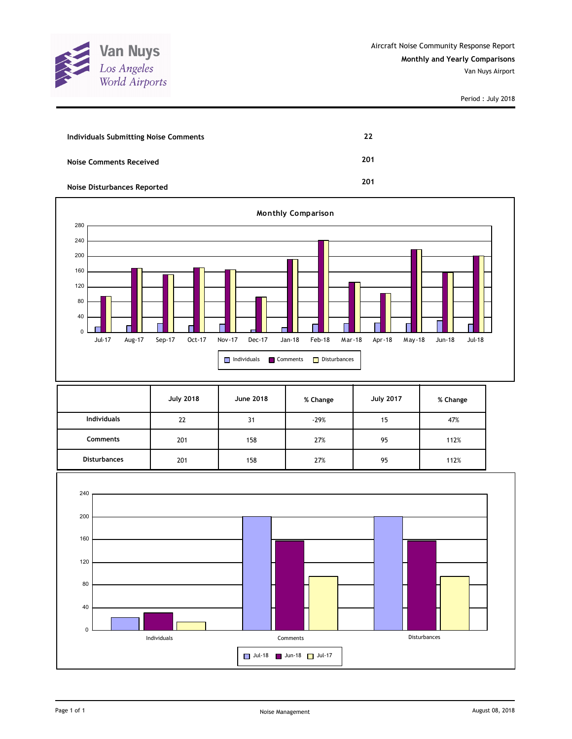Van Nuys
Los Angeles World Airports

Aircraft Noise Community Response Report

**Monthly and Yearly Comparisons**

Van Nuys Airport

Period : July 2018

| | |
|---|---|
| **Individuals Submitting Noise Comments** | **22** |
| **Noise Comments Received** | **201** |
| **Noise Disturbances Reported** | **201** |

**Monthly Comparison**

| | July 2018 | June 2018 | % Change | July 2017 | % Change |
|---|---|---|---|---|---|
| **Individuals** | 22 | 31 | -29% | 15 | 47% |
| **Comments** | 201 | 158 | 27% | 95 | 112% |
| **Disturbances** | 201 | 158 | 27% | 95 | 112% |

Noise Management

August 08, 2018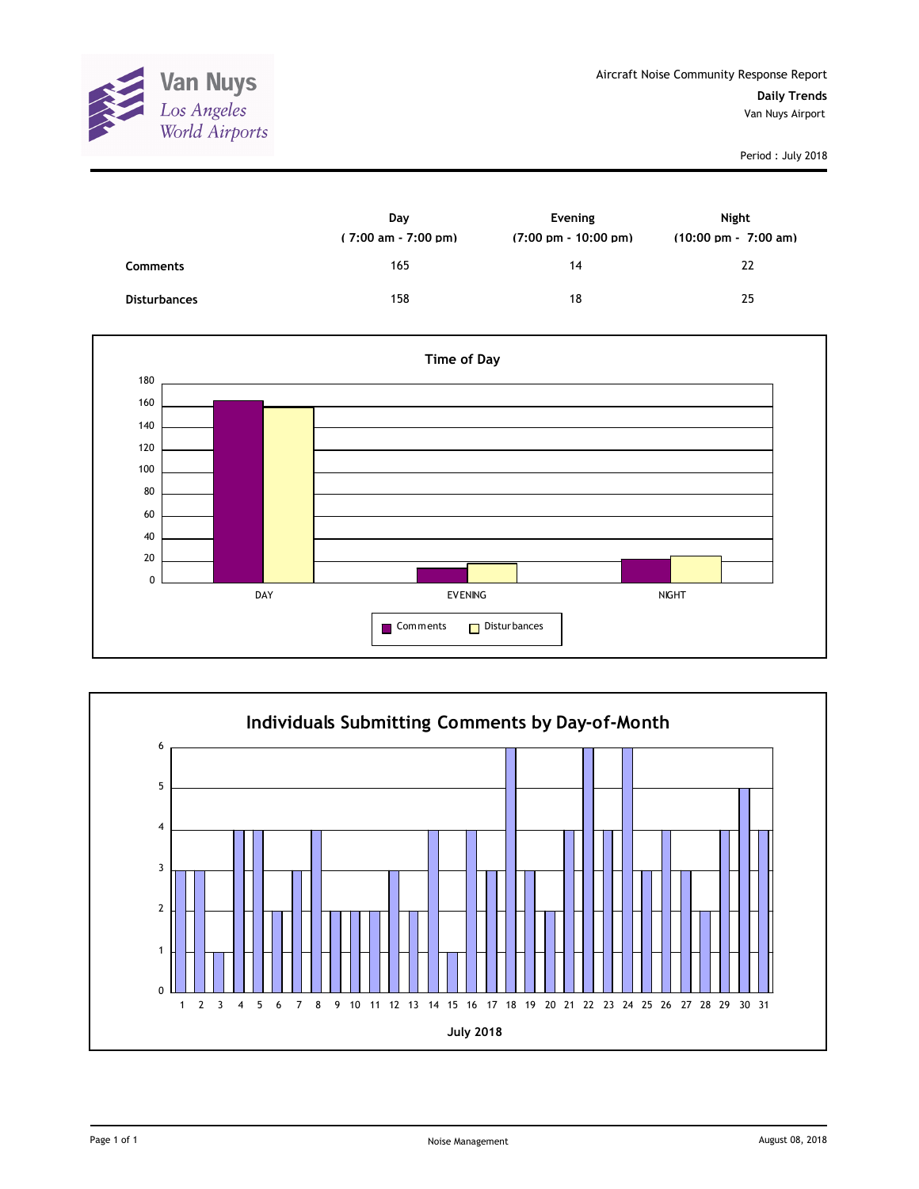Van Nuys
*Los Angeles World Airports*

Aircraft Noise Community Response Report

**Daily Trends**

Van Nuys Airport

Period : July 2018

| | Day<br>( 7:00 am - 7:00 pm) | Evening<br>(7:00 pm - 10:00 pm) | Night<br>(10:00 pm - 7:00 am) |
|---|---|---|---|
| **Comments** | 165 | 14 | 22 |
| **Disturbances** | 158 | 18 | 25 |

**Time of Day**

| | Comments | Disturbances |
|---|---|---|
| DAY | 165 | 158 |
| EVENING | 14 | 18 |
| NIGHT | 22 | 25 |

**Individuals Submitting Comments by Day-of-Month**

July 2018

| Day | 1 | 2 | 3 | 4 | 5 | 6 | 7 | 8 | 9 | 10 | 11 | 12 | 13 | 14 | 15 | 16 | 17 | 18 | 19 | 20 | 21 | 22 | 23 | 24 | 25 | 26 | 27 | 28 | 29 | 30 | 31 |
|---|---|---|---|---|---|---|---|---|---|---|---|---|---|---|---|---|---|---|---|---|---|---|---|---|---|---|---|---|---|---|---|
| Individuals | 3 | 3 | 1 | 4 | 4 | 2 | 3 | 4 | 2 | 2 | 2 | 3 | 2 | 4 | 1 | 4 | 3 | 6 | 3 | 2 | 4 | 6 | 4 | 6 | 3 | 4 | 3 | 2 | 4 | 5 | 4 |

Noise Management

August 08, 2018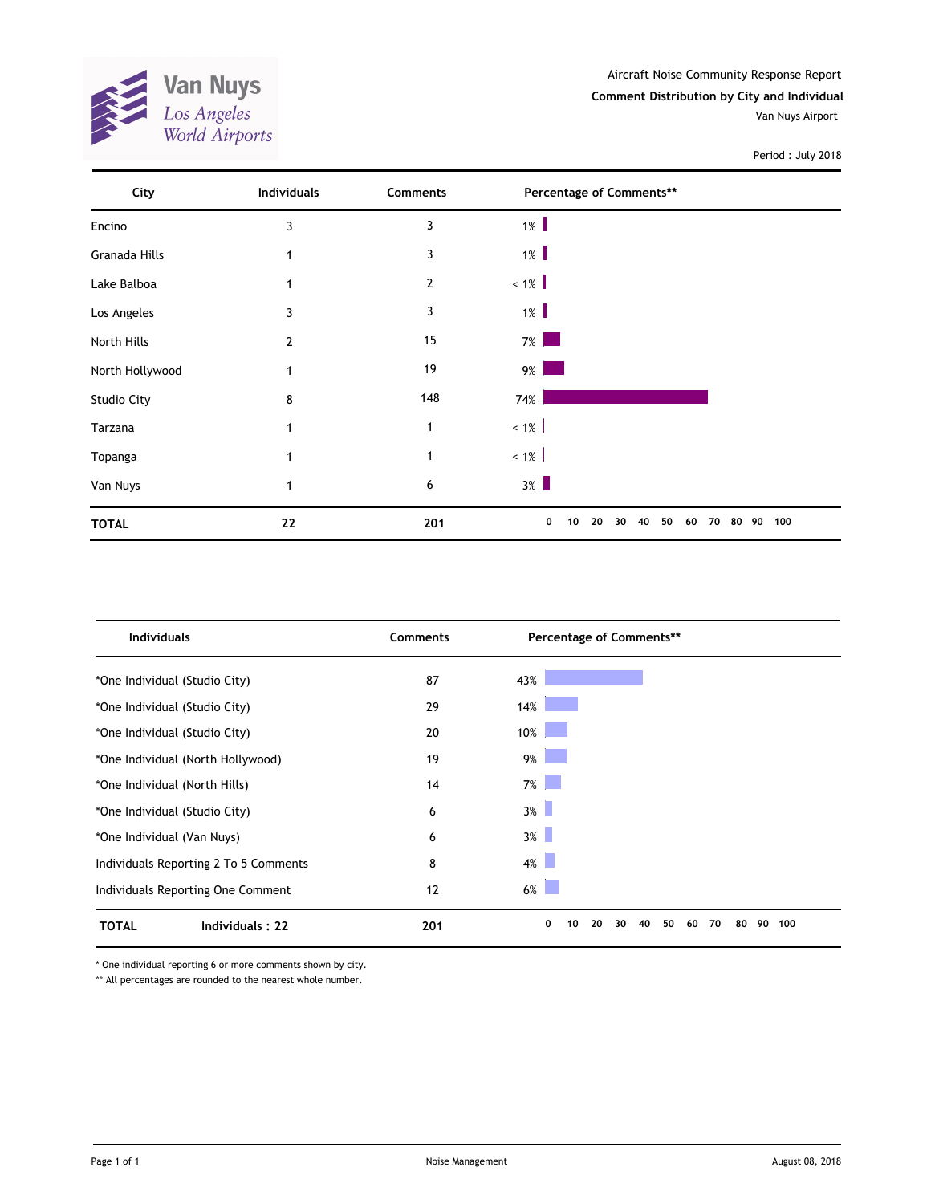Van Nuys
Los Angeles World Airports

Aircraft Noise Community Response Report

**Comment Distribution by City and Individual**

Van Nuys Airport

Period : July 2018

| City | Individuals | Comments | Percentage of Comments** |
|---|---|---|---|
| Encino | 3 | 3 | 1% |
| Granada Hills | 1 | 3 | 1% |
| Lake Balboa | 1 | 2 | < 1% |
| Los Angeles | 3 | 3 | 1% |
| North Hills | 2 | 15 | 7% |
| North Hollywood | 1 | 19 | 9% |
| Studio City | 8 | 148 | 74% |
| Tarzana | 1 | 1 | < 1% |
| Topanga | 1 | 1 | < 1% |
| Van Nuys | 1 | 6 | 3% |
| **TOTAL** | **22** | **201** | |

| Individuals | Comments | Percentage of Comments** |
|---|---|---|
| *One Individual (Studio City) | 87 | 43% |
| *One Individual (Studio City) | 29 | 14% |
| *One Individual (Studio City) | 20 | 10% |
| *One Individual (North Hollywood) | 19 | 9% |
| *One Individual (North Hills) | 14 | 7% |
| *One Individual (Studio City) | 6 | 3% |
| *One Individual (Van Nuys) | 6 | 3% |
| Individuals Reporting 2 To 5 Comments | 8 | 4% |
| Individuals Reporting One Comment | 12 | 6% |
| **TOTAL** **Individuals : 22** | **201** | |

* One individual reporting 6 or more comments shown by city.

** All percentages are rounded to the nearest whole number.

Noise Management

August 08, 2018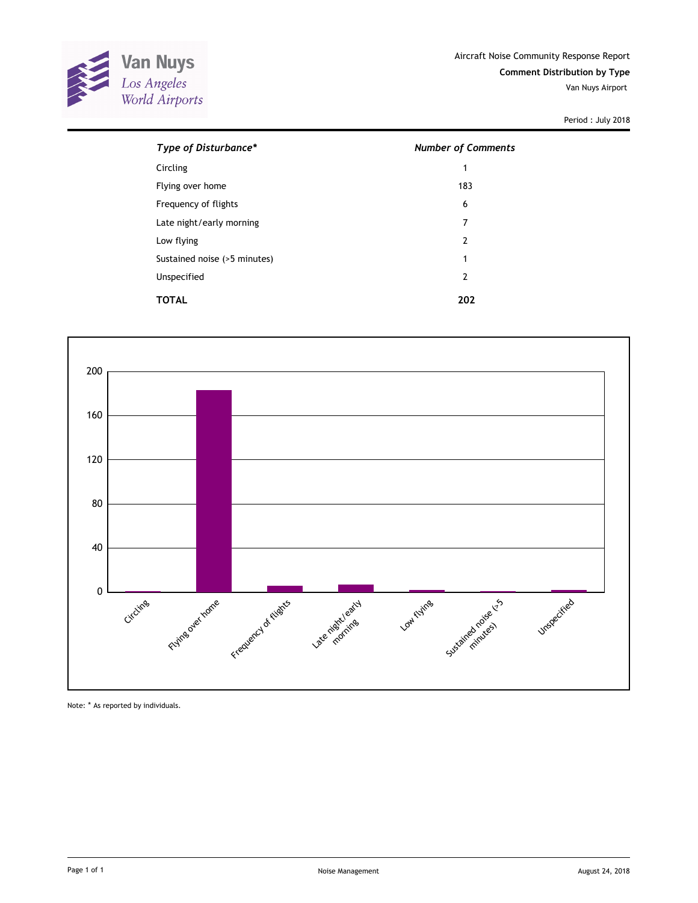Van Nuys
Los Angeles
World Airports

Aircraft Noise Community Response Report

**Comment Distribution by Type**

Van Nuys Airport

Period : July 2018

| *Type of Disturbance** | *Number of Comments* |
|---|---|
| Circling | 1 |
| Flying over home | 183 |
| Frequency of flights | 6 |
| Late night/early morning | 7 |
| Low flying | 2 |
| Sustained noise (>5 minutes) | 1 |
| Unspecified | 2 |
| **TOTAL** | **202** |

Note: * As reported by individuals.

Noise Management

August 24, 2018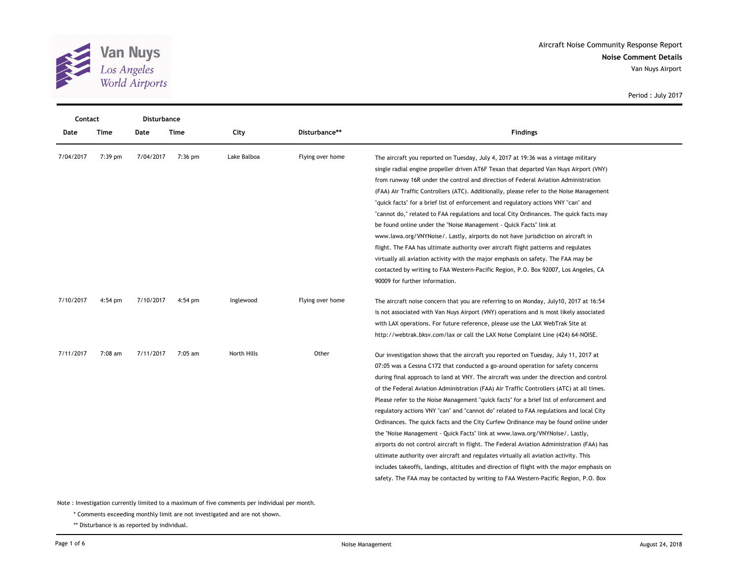Van Nuys
*Los Angeles World Airports*

Aircraft Noise Community Response Report
**Noise Comment Details**
Van Nuys Airport

Period : July 2017

| Contact Date | Contact Time | Disturbance Date | Disturbance Time | City | Disturbance** | Findings |
|---|---|---|---|---|---|---|
| 7/04/2017 | 7:39 pm | 7/04/2017 | 7:36 pm | Lake Balboa | Flying over home | The aircraft you reported on Tuesday, July 4, 2017 at 19:36 was a vintage military single radial engine propeller driven AT6F Texan that departed Van Nuys Airport (VNY) from runway 16R under the control and direction of Federal Aviation Administration (FAA) Air Traffic Controllers (ATC). Additionally, please refer to the Noise Management "quick facts" for a brief list of enforcement and regulatory actions VNY "can" and "cannot do," related to FAA regulations and local City Ordinances. The quick facts may be found online under the "Noise Management - Quick Facts" link at www.lawa.org/VNYNoise/. Lastly, airports do not have jurisdiction on aircraft in flight. The FAA has ultimate authority over aircraft flight patterns and regulates virtually all aviation activity with the major emphasis on safety. The FAA may be contacted by writing to FAA Western-Pacific Region, P.O. Box 92007, Los Angeles, CA 90009 for further information. |
| 7/10/2017 | 4:54 pm | 7/10/2017 | 4:54 pm | Inglewood | Flying over home | The aircraft noise concern that you are referring to on Monday, July10, 2017 at 16:54 is not associated with Van Nuys Airport (VNY) operations and is most likely associated with LAX operations. For future reference, please use the LAX WebTrak Site at http://webtrak.bksv.com/lax or call the LAX Noise Complaint Line (424) 64-NOISE. |
| 7/11/2017 | 7:08 am | 7/11/2017 | 7:05 am | North Hills | Other | Our investigation shows that the aircraft you reported on Tuesday, July 11, 2017 at 07:05 was a Cessna C172 that conducted a go-around operation for safety concerns during final approach to land at VNY. The aircraft was under the direction and control of the Federal Aviation Administration (FAA) Air Traffic Controllers (ATC) at all times. Please refer to the Noise Management "quick facts" for a brief list of enforcement and regulatory actions VNY "can" and "cannot do" related to FAA regulations and local City Ordinances. The quick facts and the City Curfew Ordinance may be found online under the "Noise Management - Quick Facts" link at www.lawa.org/VNYNoise/. Lastly, airports do not control aircraft in flight. The Federal Aviation Administration (FAA) has ultimate authority over aircraft and regulates virtually all aviation activity. This includes takeoffs, landings, altitudes and direction of flight with the major emphasis on safety. The FAA may be contacted by writing to FAA Western-Pacific Region, P.O. Box |

Note : Investigation currently limited to a maximum of five comments per individual per month.

\* Comments exceeding monthly limit are not investigated and are not shown.

** Disturbance is as reported by individual.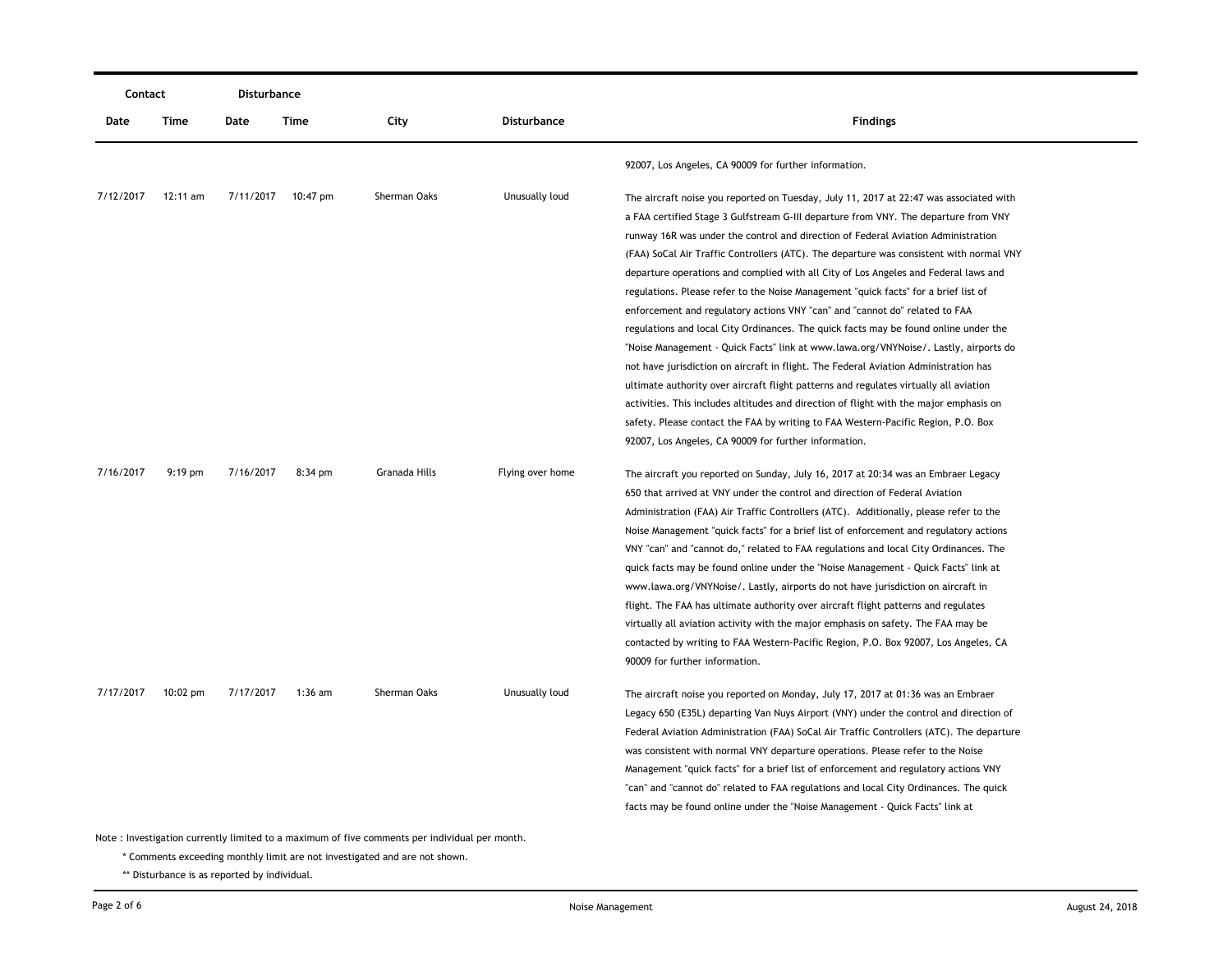| Contact | | Disturbance | | | | |
|---|---|---|---|---|---|---|
| Date | Time | Date | Time | City | Disturbance | Findings |
| | | | | | | 92007, Los Angeles, CA 90009 for further information. |
| 7/12/2017 | 12:11 am | 7/11/2017 | 10:47 pm | Sherman Oaks | Unusually loud | The aircraft noise you reported on Tuesday, July 11, 2017 at 22:47 was associated with a FAA certified Stage 3 Gulfstream G-III departure from VNY. The departure from VNY runway 16R was under the control and direction of Federal Aviation Administration (FAA) SoCal Air Traffic Controllers (ATC). The departure was consistent with normal VNY departure operations and complied with all City of Los Angeles and Federal laws and regulations. Please refer to the Noise Management "quick facts" for a brief list of enforcement and regulatory actions VNY "can" and "cannot do" related to FAA regulations and local City Ordinances. The quick facts may be found online under the "Noise Management - Quick Facts" link at www.lawa.org/VNYNoise/. Lastly, airports do not have jurisdiction on aircraft in flight. The Federal Aviation Administration has ultimate authority over aircraft flight patterns and regulates virtually all aviation activities. This includes altitudes and direction of flight with the major emphasis on safety. Please contact the FAA by writing to FAA Western-Pacific Region, P.O. Box 92007, Los Angeles, CA 90009 for further information. |
| 7/16/2017 | 9:19 pm | 7/16/2017 | 8:34 pm | Granada Hills | Flying over home | The aircraft you reported on Sunday, July 16, 2017 at 20:34 was an Embraer Legacy 650 that arrived at VNY under the control and direction of Federal Aviation Administration (FAA) Air Traffic Controllers (ATC). Additionally, please refer to the Noise Management "quick facts" for a brief list of enforcement and regulatory actions VNY "can" and "cannot do," related to FAA regulations and local City Ordinances. The quick facts may be found online under the "Noise Management - Quick Facts" link at www.lawa.org/VNYNoise/. Lastly, airports do not have jurisdiction on aircraft in flight. The FAA has ultimate authority over aircraft flight patterns and regulates virtually all aviation activity with the major emphasis on safety. The FAA may be contacted by writing to FAA Western-Pacific Region, P.O. Box 92007, Los Angeles, CA 90009 for further information. |
| 7/17/2017 | 10:02 pm | 7/17/2017 | 1:36 am | Sherman Oaks | Unusually loud | The aircraft noise you reported on Monday, July 17, 2017 at 01:36 was an Embraer Legacy 650 (E35L) departing Van Nuys Airport (VNY) under the control and direction of Federal Aviation Administration (FAA) SoCal Air Traffic Controllers (ATC). The departure was consistent with normal VNY departure operations. Please refer to the Noise Management "quick facts" for a brief list of enforcement and regulatory actions VNY "can" and "cannot do" related to FAA regulations and local City Ordinances. The quick facts may be found online under the "Noise Management - Quick Facts" link at |

Note : Investigation currently limited to a maximum of five comments per individual per month.

\* Comments exceeding monthly limit are not investigated and are not shown.

\*\* Disturbance is as reported by individual.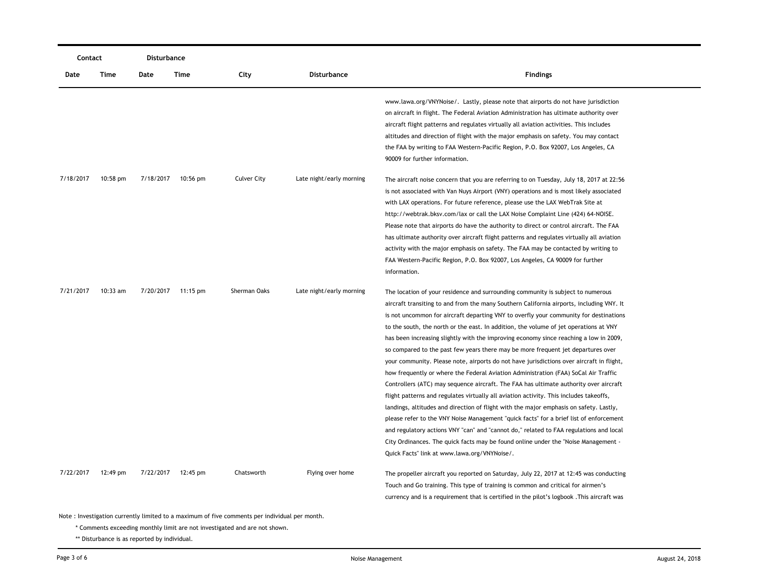| Contact | | Disturbance | | | | |
|---|---|---|---|---|---|---|
| Date | Time | Date | Time | City | Disturbance | Findings |
| | | | | | | www.lawa.org/VNYNoise/. Lastly, please note that airports do not have jurisdiction on aircraft in flight. The Federal Aviation Administration has ultimate authority over aircraft flight patterns and regulates virtually all aviation activities. This includes altitudes and direction of flight with the major emphasis on safety. You may contact the FAA by writing to FAA Western-Pacific Region, P.O. Box 92007, Los Angeles, CA 90009 for further information. |
| 7/18/2017 | 10:58 pm | 7/18/2017 | 10:56 pm | Culver City | Late night/early morning | The aircraft noise concern that you are referring to on Tuesday, July 18, 2017 at 22:56 is not associated with Van Nuys Airport (VNY) operations and is most likely associated with LAX operations. For future reference, please use the LAX WebTrak Site at http://webtrak.bksv.com/lax or call the LAX Noise Complaint Line (424) 64-NOISE. Please note that airports do have the authority to direct or control aircraft. The FAA has ultimate authority over aircraft flight patterns and regulates virtually all aviation activity with the major emphasis on safety. The FAA may be contacted by writing to FAA Western-Pacific Region, P.O. Box 92007, Los Angeles, CA 90009 for further information. |
| 7/21/2017 | 10:33 am | 7/20/2017 | 11:15 pm | Sherman Oaks | Late night/early morning | The location of your residence and surrounding community is subject to numerous aircraft transiting to and from the many Southern California airports, including VNY. It is not uncommon for aircraft departing VNY to overfly your community for destinations to the south, the north or the east. In addition, the volume of jet operations at VNY has been increasing slightly with the improving economy since reaching a low in 2009, so compared to the past few years there may be more frequent jet departures over your community. Please note, airports do not have jurisdictions over aircraft in flight, how frequently or where the Federal Aviation Administration (FAA) SoCal Air Traffic Controllers (ATC) may sequence aircraft. The FAA has ultimate authority over aircraft flight patterns and regulates virtually all aviation activity. This includes takeoffs, landings, altitudes and direction of flight with the major emphasis on safety. Lastly, please refer to the VNY Noise Management "quick facts" for a brief list of enforcement and regulatory actions VNY "can" and "cannot do," related to FAA regulations and local City Ordinances. The quick facts may be found online under the "Noise Management - Quick Facts" link at www.lawa.org/VNYNoise/. |
| 7/22/2017 | 12:49 pm | 7/22/2017 | 12:45 pm | Chatsworth | Flying over home | The propeller aircraft you reported on Saturday, July 22, 2017 at 12:45 was conducting Touch and Go training. This type of training is common and critical for airmen's currency and is a requirement that is certified in the pilot's logbook .This aircraft was |

Note : Investigation currently limited to a maximum of five comments per individual per month.

\* Comments exceeding monthly limit are not investigated and are not shown.

\*\* Disturbance is as reported by individual.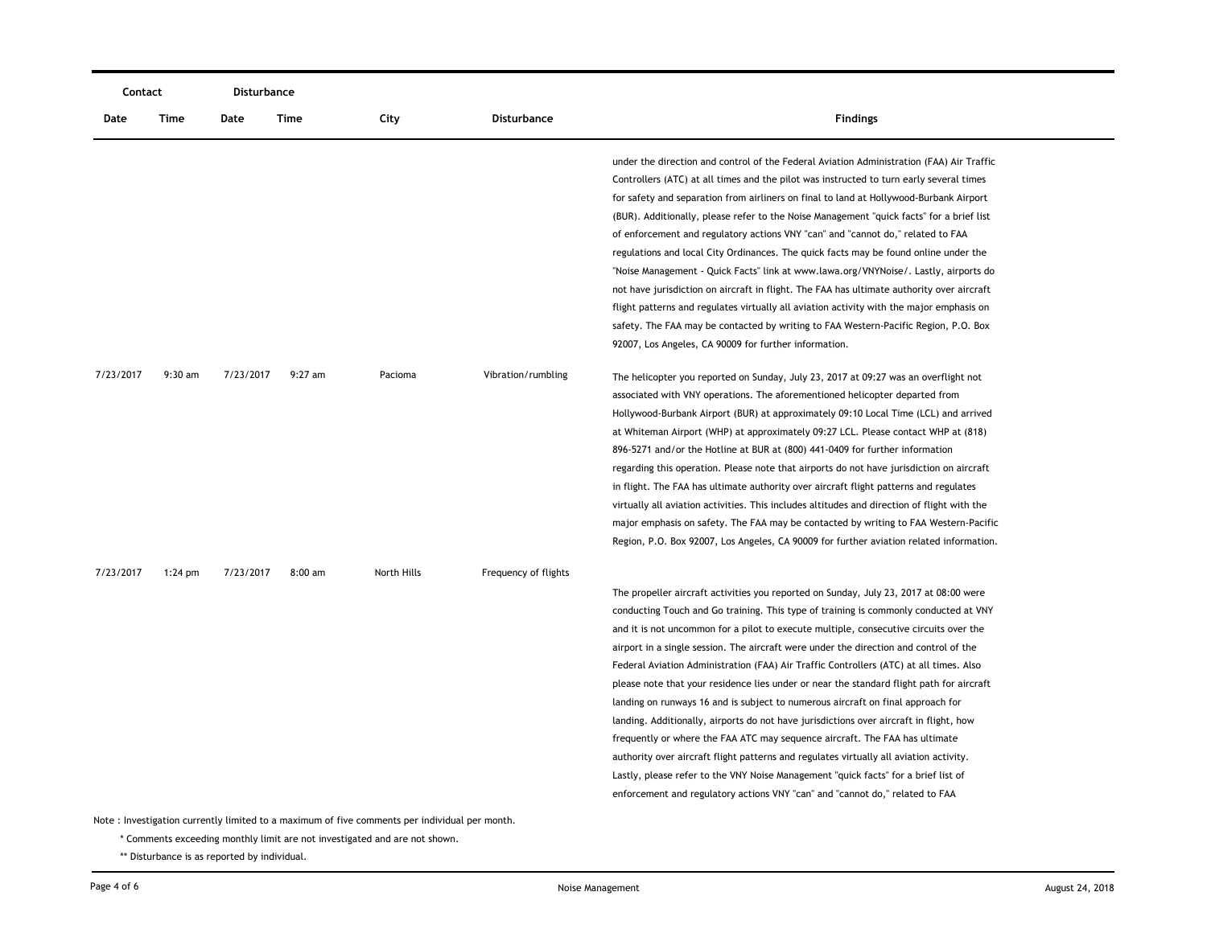| Contact | | Disturbance | | | | |
|---|---|---|---|---|---|---|
| Date | Time | Date | Time | City | Disturbance | Findings |
| | | | | | | under the direction and control of the Federal Aviation Administration (FAA) Air Traffic Controllers (ATC) at all times and the pilot was instructed to turn early several times for safety and separation from airliners on final to land at Hollywood-Burbank Airport (BUR). Additionally, please refer to the Noise Management "quick facts" for a brief list of enforcement and regulatory actions VNY "can" and "cannot do," related to FAA regulations and local City Ordinances. The quick facts may be found online under the "Noise Management - Quick Facts" link at www.lawa.org/VNYNoise/. Lastly, airports do not have jurisdiction on aircraft in flight. The FAA has ultimate authority over aircraft flight patterns and regulates virtually all aviation activity with the major emphasis on safety. The FAA may be contacted by writing to FAA Western-Pacific Region, P.O. Box 92007, Los Angeles, CA 90009 for further information. |
| 7/23/2017 | 9:30 am | 7/23/2017 | 9:27 am | Pacioma | Vibration/rumbling | The helicopter you reported on Sunday, July 23, 2017 at 09:27 was an overflight not associated with VNY operations. The aforementioned helicopter departed from Hollywood-Burbank Airport (BUR) at approximately 09:10 Local Time (LCL) and arrived at Whiteman Airport (WHP) at approximately 09:27 LCL. Please contact WHP at (818) 896-5271 and/or the Hotline at BUR at (800) 441-0409 for further information regarding this operation. Please note that airports do not have jurisdiction on aircraft in flight. The FAA has ultimate authority over aircraft flight patterns and regulates virtually all aviation activities. This includes altitudes and direction of flight with the major emphasis on safety. The FAA may be contacted by writing to FAA Western-Pacific Region, P.O. Box 92007, Los Angeles, CA 90009 for further aviation related information. |
| 7/23/2017 | 1:24 pm | 7/23/2017 | 8:00 am | North Hills | Frequency of flights | The propeller aircraft activities you reported on Sunday, July 23, 2017 at 08:00 were conducting Touch and Go training. This type of training is commonly conducted at VNY and it is not uncommon for a pilot to execute multiple, consecutive circuits over the airport in a single session. The aircraft were under the direction and control of the Federal Aviation Administration (FAA) Air Traffic Controllers (ATC) at all times. Also please note that your residence lies under or near the standard flight path for aircraft landing on runways 16 and is subject to numerous aircraft on final approach for landing. Additionally, airports do not have jurisdictions over aircraft in flight, how frequently or where the FAA ATC may sequence aircraft. The FAA has ultimate authority over aircraft flight patterns and regulates virtually all aviation activity. Lastly, please refer to the VNY Noise Management "quick facts" for a brief list of enforcement and regulatory actions VNY "can" and "cannot do," related to FAA |

Note : Investigation currently limited to a maximum of five comments per individual per month.

\* Comments exceeding monthly limit are not investigated and are not shown.

\*\* Disturbance is as reported by individual.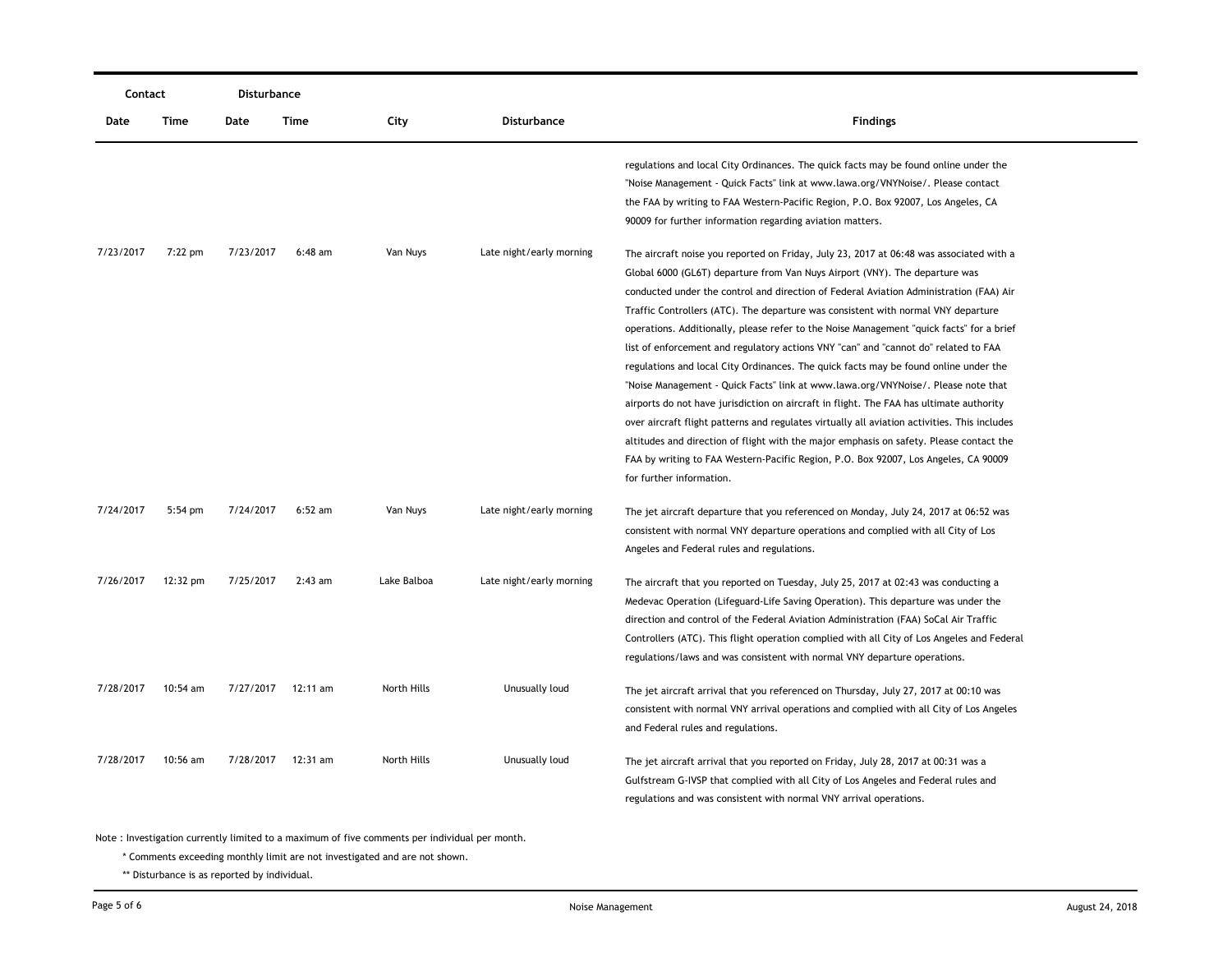| Contact | | Disturbance | | | | |
|---|---|---|---|---|---|---|
| Date | Time | Date | Time | City | Disturbance | Findings |
| | | | | | | regulations and local City Ordinances. The quick facts may be found online under the "Noise Management - Quick Facts" link at www.lawa.org/VNYNoise/. Please contact the FAA by writing to FAA Western-Pacific Region, P.O. Box 92007, Los Angeles, CA 90009 for further information regarding aviation matters. |
| 7/23/2017 | 7:22 pm | 7/23/2017 | 6:48 am | Van Nuys | Late night/early morning | The aircraft noise you reported on Friday, July 23, 2017 at 06:48 was associated with a Global 6000 (GL6T) departure from Van Nuys Airport (VNY). The departure was conducted under the control and direction of Federal Aviation Administration (FAA) Air Traffic Controllers (ATC). The departure was consistent with normal VNY departure operations. Additionally, please refer to the Noise Management "quick facts" for a brief list of enforcement and regulatory actions VNY "can" and "cannot do" related to FAA regulations and local City Ordinances. The quick facts may be found online under the "Noise Management - Quick Facts" link at www.lawa.org/VNYNoise/. Please note that airports do not have jurisdiction on aircraft in flight. The FAA has ultimate authority over aircraft flight patterns and regulates virtually all aviation activities. This includes altitudes and direction of flight with the major emphasis on safety. Please contact the FAA by writing to FAA Western-Pacific Region, P.O. Box 92007, Los Angeles, CA 90009 for further information. |
| 7/24/2017 | 5:54 pm | 7/24/2017 | 6:52 am | Van Nuys | Late night/early morning | The jet aircraft departure that you referenced on Monday, July 24, 2017 at 06:52 was consistent with normal VNY departure operations and complied with all City of Los Angeles and Federal rules and regulations. |
| 7/26/2017 | 12:32 pm | 7/25/2017 | 2:43 am | Lake Balboa | Late night/early morning | The aircraft that you reported on Tuesday, July 25, 2017 at 02:43 was conducting a Medevac Operation (Lifeguard-Life Saving Operation). This departure was under the direction and control of the Federal Aviation Administration (FAA) SoCal Air Traffic Controllers (ATC). This flight operation complied with all City of Los Angeles and Federal regulations/laws and was consistent with normal VNY departure operations. |
| 7/28/2017 | 10:54 am | 7/27/2017 | 12:11 am | North Hills | Unusually loud | The jet aircraft arrival that you referenced on Thursday, July 27, 2017 at 00:10 was consistent with normal VNY arrival operations and complied with all City of Los Angeles and Federal rules and regulations. |
| 7/28/2017 | 10:56 am | 7/28/2017 | 12:31 am | North Hills | Unusually loud | The jet aircraft arrival that you reported on Friday, July 28, 2017 at 00:31 was a Gulfstream G-IVSP that complied with all City of Los Angeles and Federal rules and regulations and was consistent with normal VNY arrival operations. |

Note : Investigation currently limited to a maximum of five comments per individual per month.

\* Comments exceeding monthly limit are not investigated and are not shown.

\*\* Disturbance is as reported by individual.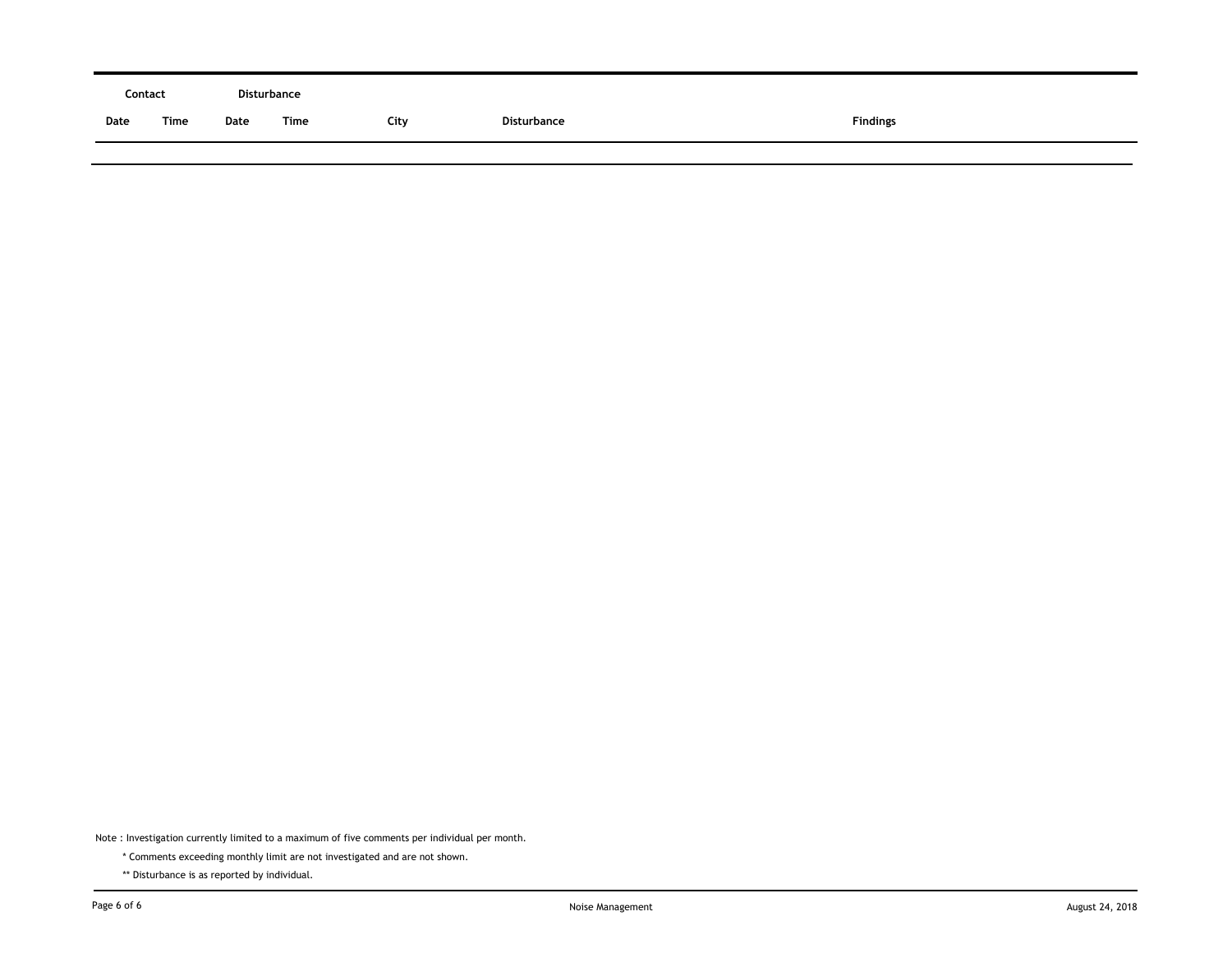| Contact | | Disturbance | | | | |
|---|---|---|---|---|---|---|
| Date | Time | Date | Time | City | Disturbance | Findings |

Note : Investigation currently limited to a maximum of five comments per individual per month.

* Comments exceeding monthly limit are not investigated and are not shown.

** Disturbance is as reported by individual.